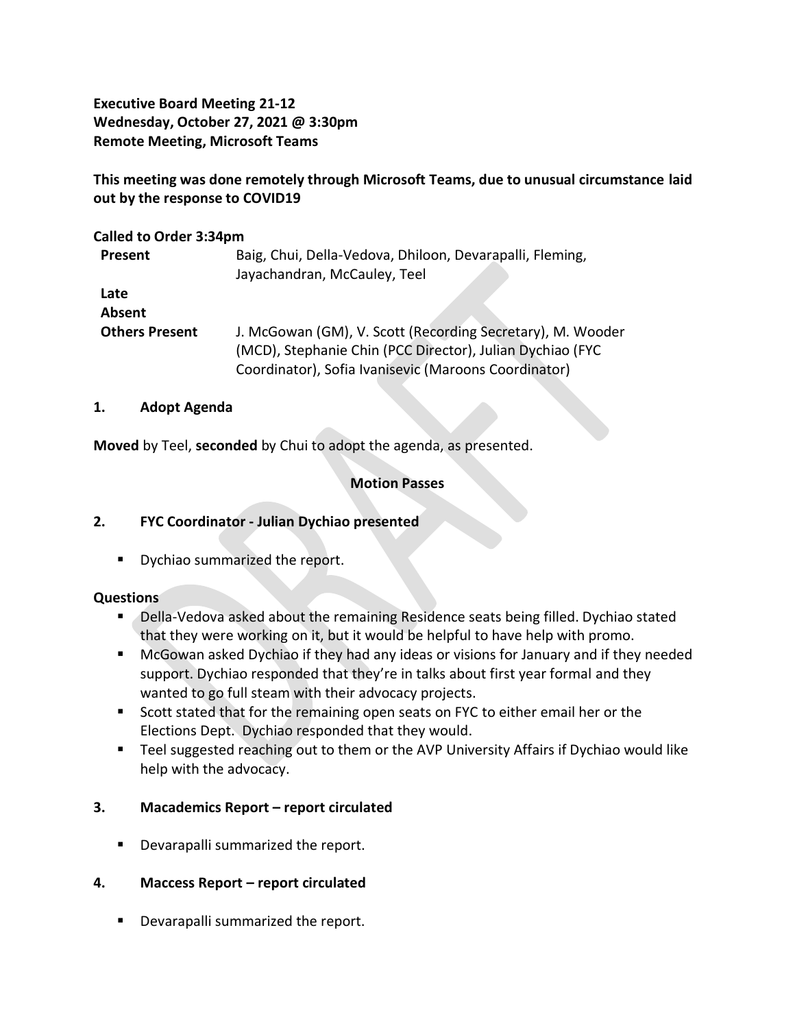**Executive Board Meeting 21-12**
**Wednesday, October 27, 2021 @ 3:30pm**
**Remote Meeting, Microsoft Teams**

**This meeting was done remotely through Microsoft Teams, due to unusual circumstance laid out by the response to COVID19**

**Called to Order 3:34pm**

| | |
|---|---|
| **Present** | Baig, Chui, Della-Vedova, Dhiloon, Devarapalli, Fleming, Jayachandran, McCauley, Teel |
| **Late** | |
| **Absent** | |
| **Others Present** | J. McGowan (GM), V. Scott (Recording Secretary), M. Wooder (MCD), Stephanie Chin (PCC Director), Julian Dychiao (FYC Coordinator), Sofia Ivanisevic (Maroons Coordinator) |

## 1. Adopt Agenda

**Moved** by Teel, **seconded** by Chui to adopt the agenda, as presented.

**Motion Passes**

## 2. FYC Coordinator - Julian Dychiao presented

- Dychiao summarized the report.

**Questions**

- Della-Vedova asked about the remaining Residence seats being filled. Dychiao stated that they were working on it, but it would be helpful to have help with promo.
- McGowan asked Dychiao if they had any ideas or visions for January and if they needed support. Dychiao responded that they're in talks about first year formal and they wanted to go full steam with their advocacy projects.
- Scott stated that for the remaining open seats on FYC to either email her or the Elections Dept. Dychiao responded that they would.
- Teel suggested reaching out to them or the AVP University Affairs if Dychiao would like help with the advocacy.

## 3. Macademics Report – report circulated

- Devarapalli summarized the report.

## 4. Maccess Report – report circulated

- Devarapalli summarized the report.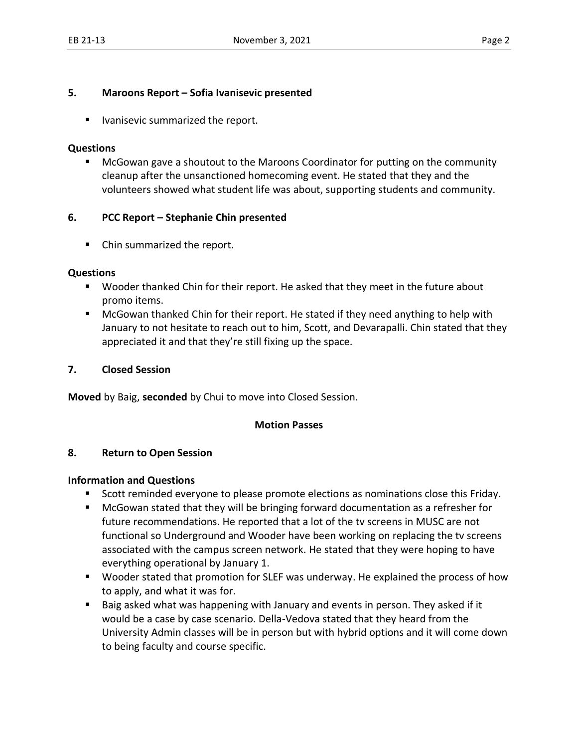## 5. Maroons Report – Sofia Ivanisevic presented

- Ivanisevic summarized the report.

**Questions**

- McGowan gave a shoutout to the Maroons Coordinator for putting on the community cleanup after the unsanctioned homecoming event. He stated that they and the volunteers showed what student life was about, supporting students and community.

## 6. PCC Report – Stephanie Chin presented

- Chin summarized the report.

**Questions**

- Wooder thanked Chin for their report. He asked that they meet in the future about promo items.
- McGowan thanked Chin for their report. He stated if they need anything to help with January to not hesitate to reach out to him, Scott, and Devarapalli. Chin stated that they appreciated it and that they're still fixing up the space.

## 7. Closed Session

**Moved** by Baig, **seconded** by Chui to move into Closed Session.

**Motion Passes**

## 8. Return to Open Session

**Information and Questions**

- Scott reminded everyone to please promote elections as nominations close this Friday.
- McGowan stated that they will be bringing forward documentation as a refresher for future recommendations. He reported that a lot of the tv screens in MUSC are not functional so Underground and Wooder have been working on replacing the tv screens associated with the campus screen network. He stated that they were hoping to have everything operational by January 1.
- Wooder stated that promotion for SLEF was underway. He explained the process of how to apply, and what it was for.
- Baig asked what was happening with January and events in person. They asked if it would be a case by case scenario. Della-Vedova stated that they heard from the University Admin classes will be in person but with hybrid options and it will come down to being faculty and course specific.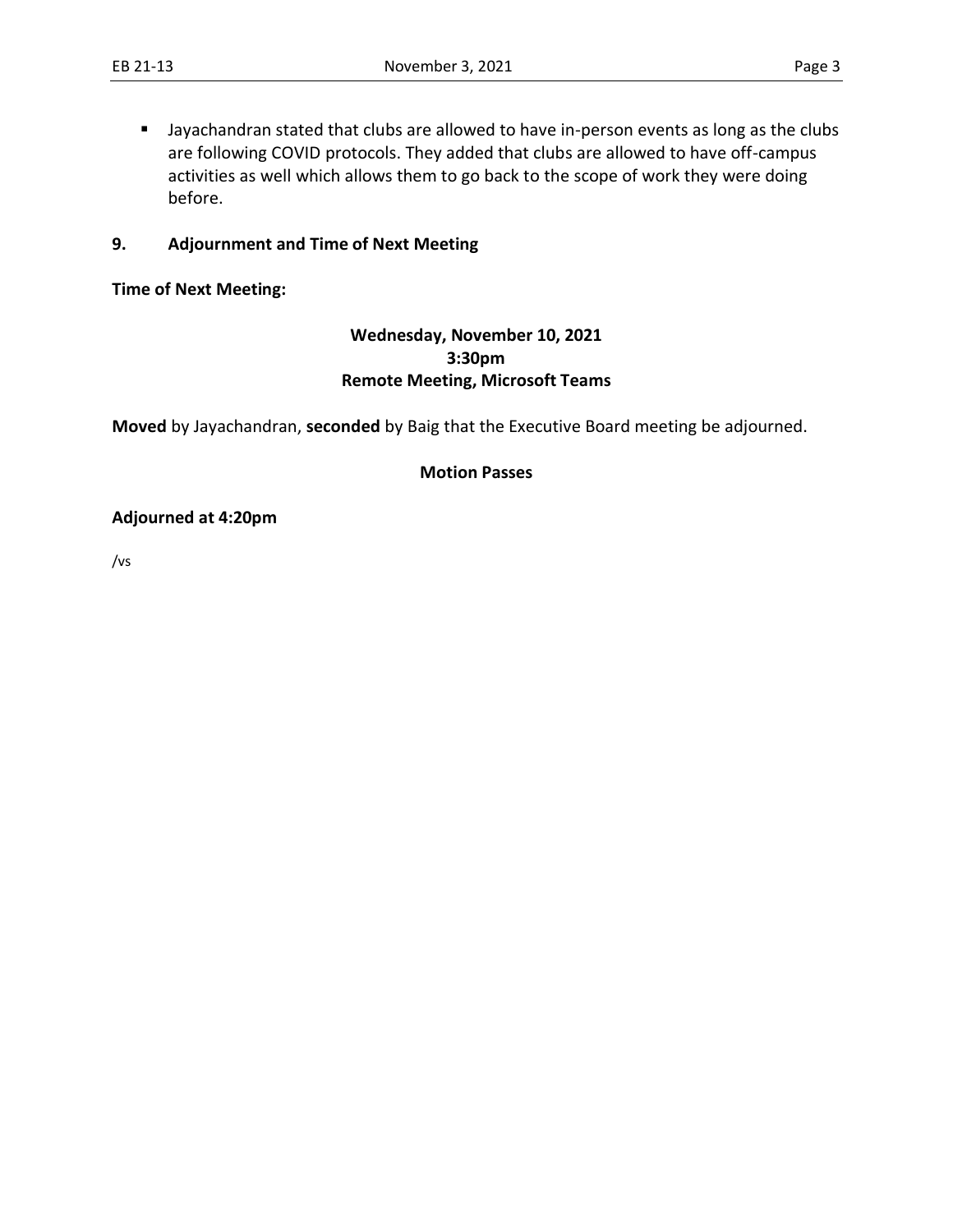- Jayachandran stated that clubs are allowed to have in-person events as long as the clubs are following COVID protocols. They added that clubs are allowed to have off-campus activities as well which allows them to go back to the scope of work they were doing before.

## 9. Adjournment and Time of Next Meeting

**Time of Next Meeting:**

**Wednesday, November 10, 2021**
**3:30pm**
**Remote Meeting, Microsoft Teams**

**Moved** by Jayachandran, **seconded** by Baig that the Executive Board meeting be adjourned.

**Motion Passes**

**Adjourned at 4:20pm**

/vs